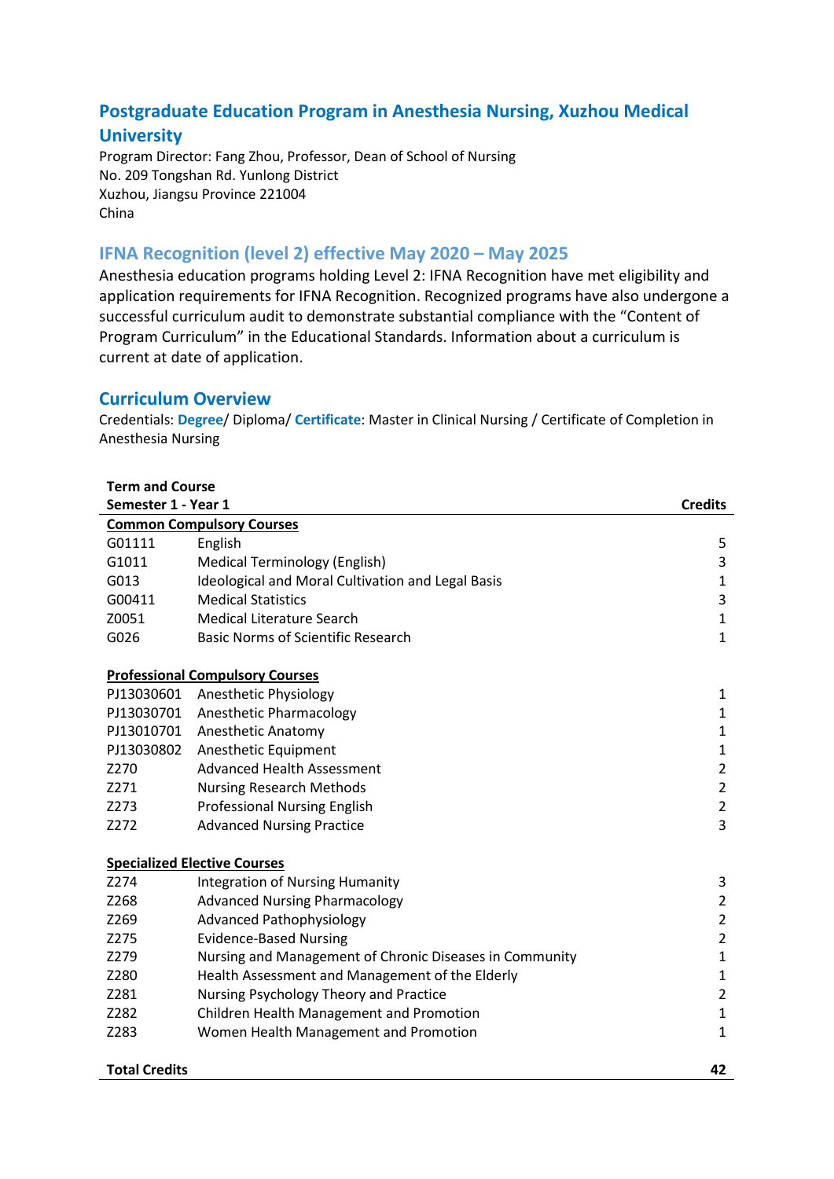## Postgraduate Education Program in Anesthesia Nursing, Xuzhou Medical University

Program Director: Fang Zhou, Professor, Dean of School of Nursing
No. 209 Tongshan Rd. Yunlong District
Xuzhou, Jiangsu Province 221004
China

### IFNA Recognition (level 2) effective May 2020 – May 2025

Anesthesia education programs holding Level 2: IFNA Recognition have met eligibility and application requirements for IFNA Recognition. Recognized programs have also undergone a successful curriculum audit to demonstrate substantial compliance with the "Content of Program Curriculum" in the Educational Standards. Information about a curriculum is current at date of application.

### Curriculum Overview

Credentials: **Degree**/ Diploma/ **Certificate**: Master in Clinical Nursing / Certificate of Completion in Anesthesia Nursing

| Term and Course<br>Semester 1 - Year 1 | | Credits |
|---|---|---|
| **Common Compulsory Courses** | | |
| G01111 | English | 5 |
| G1011 | Medical Terminology (English) | 3 |
| G013 | Ideological and Moral Cultivation and Legal Basis | 1 |
| G00411 | Medical Statistics | 3 |
| Z0051 | Medical Literature Search | 1 |
| G026 | Basic Norms of Scientific Research | 1 |
| **Professional Compulsory Courses** | | |
| PJ13030601 | Anesthetic Physiology | 1 |
| PJ13030701 | Anesthetic Pharmacology | 1 |
| PJ13010701 | Anesthetic Anatomy | 1 |
| PJ13030802 | Anesthetic Equipment | 1 |
| Z270 | Advanced Health Assessment | 2 |
| Z271 | Nursing Research Methods | 2 |
| Z273 | Professional Nursing English | 2 |
| Z272 | Advanced Nursing Practice | 3 |
| **Specialized Elective Courses** | | |
| Z274 | Integration of Nursing Humanity | 3 |
| Z268 | Advanced Nursing Pharmacology | 2 |
| Z269 | Advanced Pathophysiology | 2 |
| Z275 | Evidence-Based Nursing | 2 |
| Z279 | Nursing and Management of Chronic Diseases in Community | 1 |
| Z280 | Health Assessment and Management of the Elderly | 1 |
| Z281 | Nursing Psychology Theory and Practice | 2 |
| Z282 | Children Health Management and Promotion | 1 |
| Z283 | Women Health Management and Promotion | 1 |
| **Total Credits** | | **42** |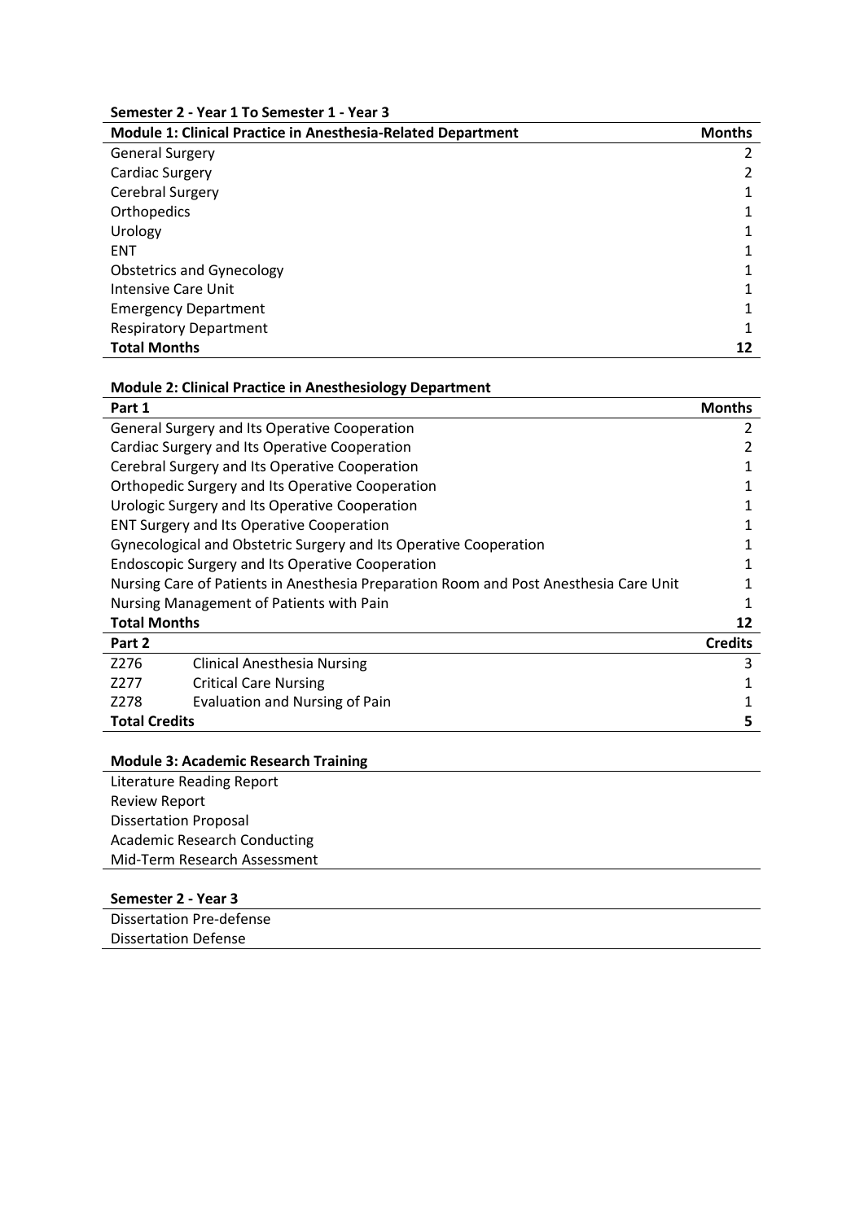**Semester 2 - Year 1 To Semester 1 - Year 3**

| Module 1: Clinical Practice in Anesthesia-Related Department | Months |
|---|---|
| General Surgery | 2 |
| Cardiac Surgery | 2 |
| Cerebral Surgery | 1 |
| Orthopedics | 1 |
| Urology | 1 |
| ENT | 1 |
| Obstetrics and Gynecology | 1 |
| Intensive Care Unit | 1 |
| Emergency Department | 1 |
| Respiratory Department | 1 |
| **Total Months** | **12** |

**Module 2: Clinical Practice in Anesthesiology Department**

| Part 1 | | Months |
|---|---|---|
| General Surgery and Its Operative Cooperation | | 2 |
| Cardiac Surgery and Its Operative Cooperation | | 2 |
| Cerebral Surgery and Its Operative Cooperation | | 1 |
| Orthopedic Surgery and Its Operative Cooperation | | 1 |
| Urologic Surgery and Its Operative Cooperation | | 1 |
| ENT Surgery and Its Operative Cooperation | | 1 |
| Gynecological and Obstetric Surgery and Its Operative Cooperation | | 1 |
| Endoscopic Surgery and Its Operative Cooperation | | 1 |
| Nursing Care of Patients in Anesthesia Preparation Room and Post Anesthesia Care Unit | | 1 |
| Nursing Management of Patients with Pain | | 1 |
| **Total Months** | | **12** |
| **Part 2** | | **Credits** |
| Z276 | Clinical Anesthesia Nursing | 3 |
| Z277 | Critical Care Nursing | 1 |
| Z278 | Evaluation and Nursing of Pain | 1 |
| **Total Credits** | | **5** |

**Module 3: Academic Research Training**

- Literature Reading Report
- Review Report
- Dissertation Proposal
- Academic Research Conducting
- Mid-Term Research Assessment

**Semester 2 - Year 3**

- Dissertation Pre-defense
- Dissertation Defense